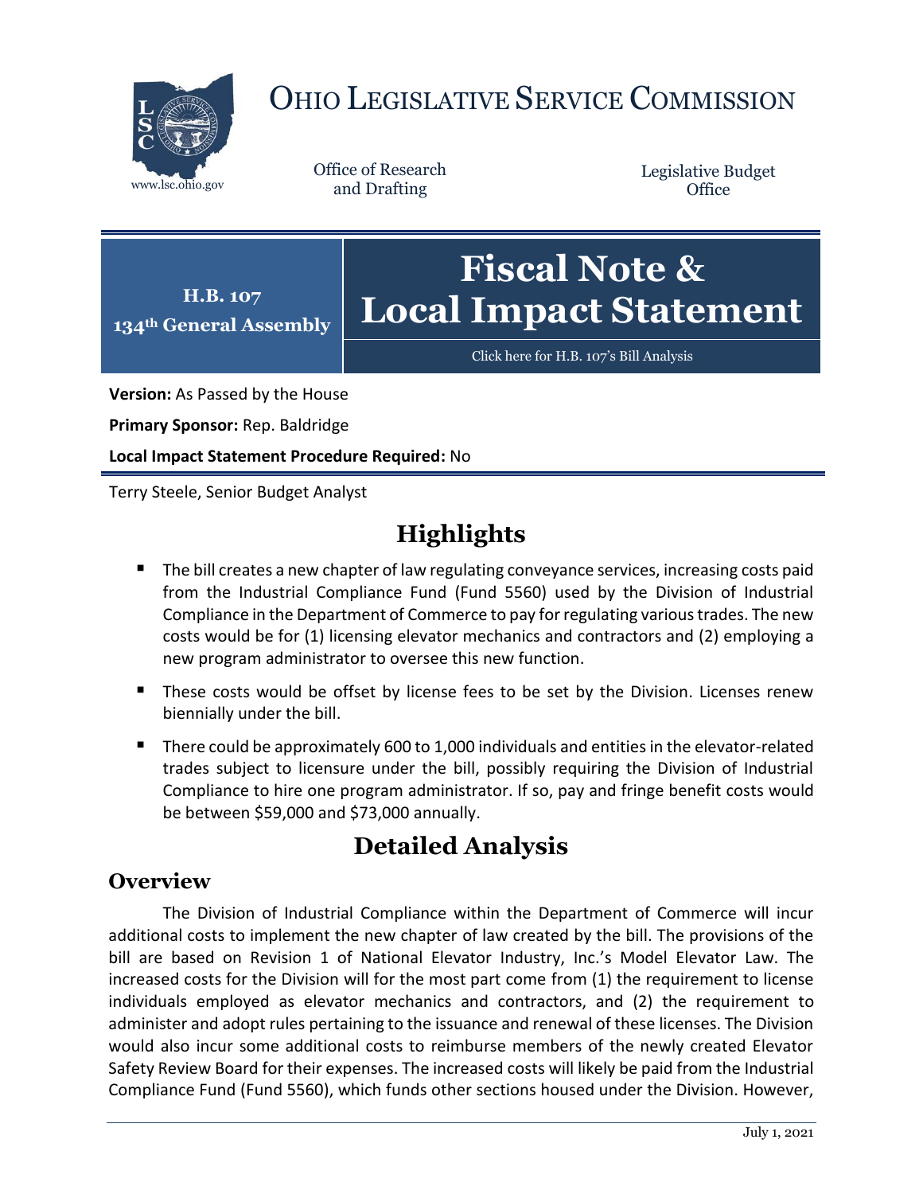# OHIO LEGISLATIVE SERVICE COMMISSION

www.lsc.ohio.gov

Office of Research and Drafting

Legislative Budget Office

**H.B. 107**
**134th General Assembly**

# Fiscal Note & Local Impact Statement

Click here for H.B. 107's Bill Analysis

**Version:** As Passed by the House

**Primary Sponsor:** Rep. Baldridge

**Local Impact Statement Procedure Required:** No

Terry Steele, Senior Budget Analyst

## Highlights

- The bill creates a new chapter of law regulating conveyance services, increasing costs paid from the Industrial Compliance Fund (Fund 5560) used by the Division of Industrial Compliance in the Department of Commerce to pay for regulating various trades. The new costs would be for (1) licensing elevator mechanics and contractors and (2) employing a new program administrator to oversee this new function.
- These costs would be offset by license fees to be set by the Division. Licenses renew biennially under the bill.
- There could be approximately 600 to 1,000 individuals and entities in the elevator-related trades subject to licensure under the bill, possibly requiring the Division of Industrial Compliance to hire one program administrator. If so, pay and fringe benefit costs would be between \$59,000 and \$73,000 annually.

## Detailed Analysis

### Overview

The Division of Industrial Compliance within the Department of Commerce will incur additional costs to implement the new chapter of law created by the bill. The provisions of the bill are based on Revision 1 of National Elevator Industry, Inc.'s Model Elevator Law. The increased costs for the Division will for the most part come from (1) the requirement to license individuals employed as elevator mechanics and contractors, and (2) the requirement to administer and adopt rules pertaining to the issuance and renewal of these licenses. The Division would also incur some additional costs to reimburse members of the newly created Elevator Safety Review Board for their expenses. The increased costs will likely be paid from the Industrial Compliance Fund (Fund 5560), which funds other sections housed under the Division. However,

July 1, 2021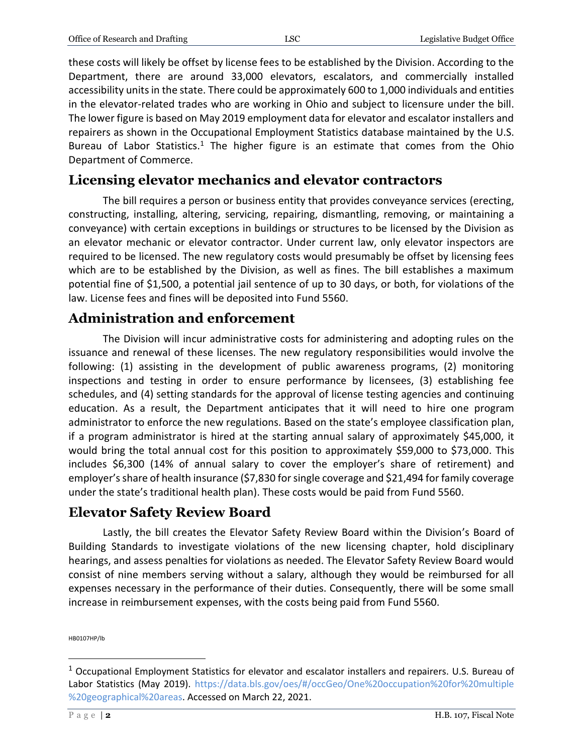these costs will likely be offset by license fees to be established by the Division. According to the Department, there are around 33,000 elevators, escalators, and commercially installed accessibility units in the state. There could be approximately 600 to 1,000 individuals and entities in the elevator-related trades who are working in Ohio and subject to licensure under the bill. The lower figure is based on May 2019 employment data for elevator and escalator installers and repairers as shown in the Occupational Employment Statistics database maintained by the U.S. Bureau of Labor Statistics.[1] The higher figure is an estimate that comes from the Ohio Department of Commerce.

## Licensing elevator mechanics and elevator contractors

The bill requires a person or business entity that provides conveyance services (erecting, constructing, installing, altering, servicing, repairing, dismantling, removing, or maintaining a conveyance) with certain exceptions in buildings or structures to be licensed by the Division as an elevator mechanic or elevator contractor. Under current law, only elevator inspectors are required to be licensed. The new regulatory costs would presumably be offset by licensing fees which are to be established by the Division, as well as fines. The bill establishes a maximum potential fine of $1,500, a potential jail sentence of up to 30 days, or both, for violations of the law. License fees and fines will be deposited into Fund 5560.

## Administration and enforcement

The Division will incur administrative costs for administering and adopting rules on the issuance and renewal of these licenses. The new regulatory responsibilities would involve the following: (1) assisting in the development of public awareness programs, (2) monitoring inspections and testing in order to ensure performance by licensees, (3) establishing fee schedules, and (4) setting standards for the approval of license testing agencies and continuing education. As a result, the Department anticipates that it will need to hire one program administrator to enforce the new regulations. Based on the state's employee classification plan, if a program administrator is hired at the starting annual salary of approximately $45,000, it would bring the total annual cost for this position to approximately $59,000 to $73,000. This includes $6,300 (14% of annual salary to cover the employer's share of retirement) and employer's share of health insurance ($7,830 for single coverage and $21,494 for family coverage under the state's traditional health plan). These costs would be paid from Fund 5560.

## Elevator Safety Review Board

Lastly, the bill creates the Elevator Safety Review Board within the Division's Board of Building Standards to investigate violations of the new licensing chapter, hold disciplinary hearings, and assess penalties for violations as needed. The Elevator Safety Review Board would consist of nine members serving without a salary, although they would be reimbursed for all expenses necessary in the performance of their duties. Consequently, there will be some small increase in reimbursement expenses, with the costs being paid from Fund 5560.

HB0107HP/lb

---

[1] Occupational Employment Statistics for elevator and escalator installers and repairers. U.S. Bureau of Labor Statistics (May 2019). https://data.bls.gov/oes/#/occGeo/One%20occupation%20for%20multiple%20geographical%20areas. Accessed on March 22, 2021.